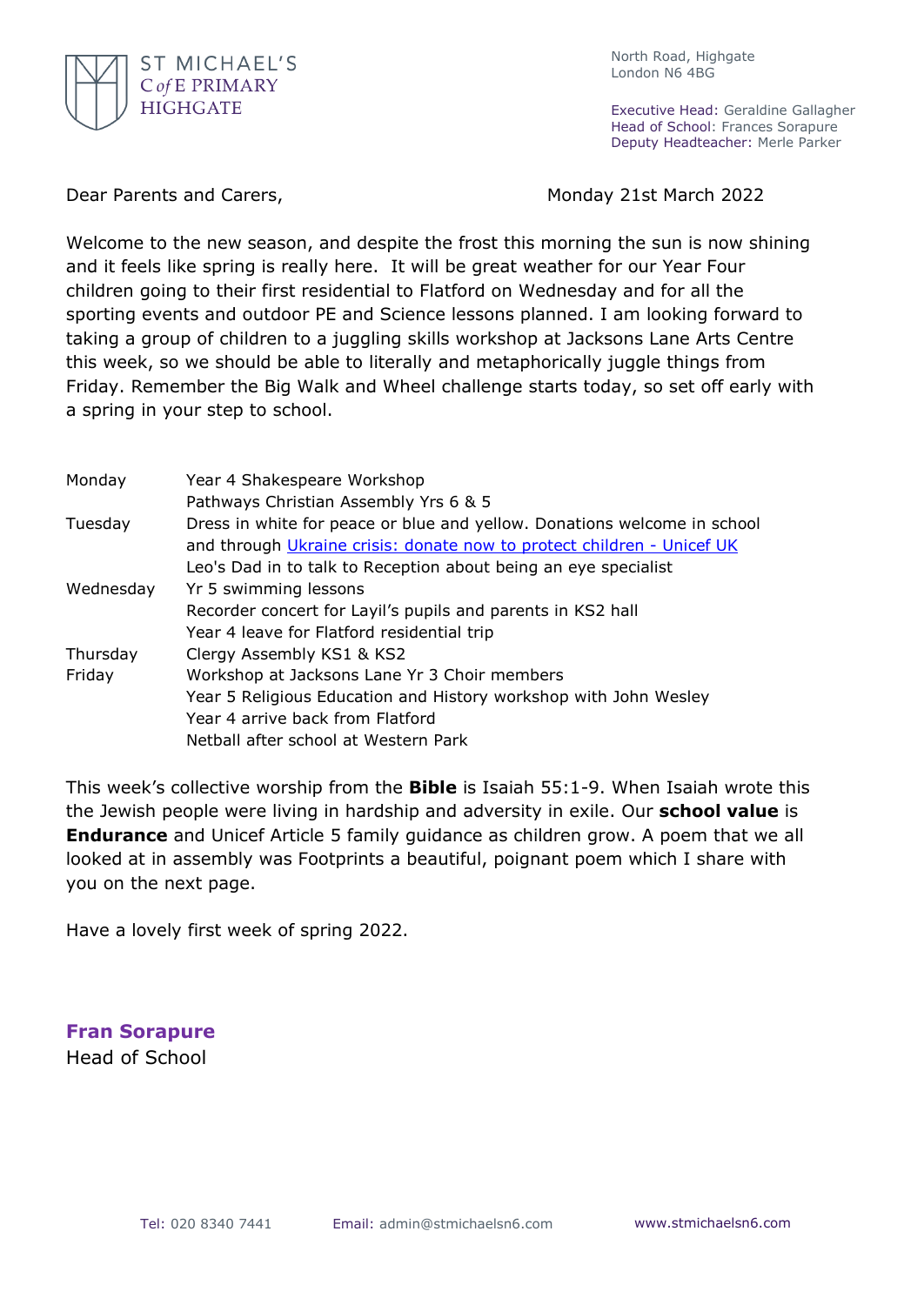ST MICHAEL'S
C of E PRIMARY
HIGHGATE

North Road, Highgate
London N6 4BG

Executive Head: Geraldine Gallagher
Head of School: Frances Sorapure
Deputy Headteacher: Merle Parker

Dear Parents and Carers,

Monday 21st March 2022

Welcome to the new season, and despite the frost this morning the sun is now shining and it feels like spring is really here. It will be great weather for our Year Four children going to their first residential to Flatford on Wednesday and for all the sporting events and outdoor PE and Science lessons planned. I am looking forward to taking a group of children to a juggling skills workshop at Jacksons Lane Arts Centre this week, so we should be able to literally and metaphorically juggle things from Friday. Remember the Big Walk and Wheel challenge starts today, so set off early with a spring in your step to school.

| | |
|---|---|
| Monday | Year 4 Shakespeare Workshop |
| | Pathways Christian Assembly Yrs 6 & 5 |
| Tuesday | Dress in white for peace or blue and yellow. Donations welcome in school and through [Ukraine crisis: donate now to protect children - Unicef UK]() |
| | Leo's Dad in to talk to Reception about being an eye specialist |
| Wednesday | Yr 5 swimming lessons |
| | Recorder concert for Layil's pupils and parents in KS2 hall |
| | Year 4 leave for Flatford residential trip |
| Thursday | Clergy Assembly KS1 & KS2 |
| Friday | Workshop at Jacksons Lane Yr 3 Choir members |
| | Year 5 Religious Education and History workshop with John Wesley |
| | Year 4 arrive back from Flatford |
| | Netball after school at Western Park |

This week's collective worship from the **Bible** is Isaiah 55:1-9. When Isaiah wrote this the Jewish people were living in hardship and adversity in exile. Our **school value** is **Endurance** and Unicef Article 5 family guidance as children grow. A poem that we all looked at in assembly was Footprints a beautiful, poignant poem which I share with you on the next page.

Have a lovely first week of spring 2022.

**Fran Sorapure**
Head of School

Tel: 020 8340 7441 Email: admin@stmichaelsn6.com www.stmichaelsn6.com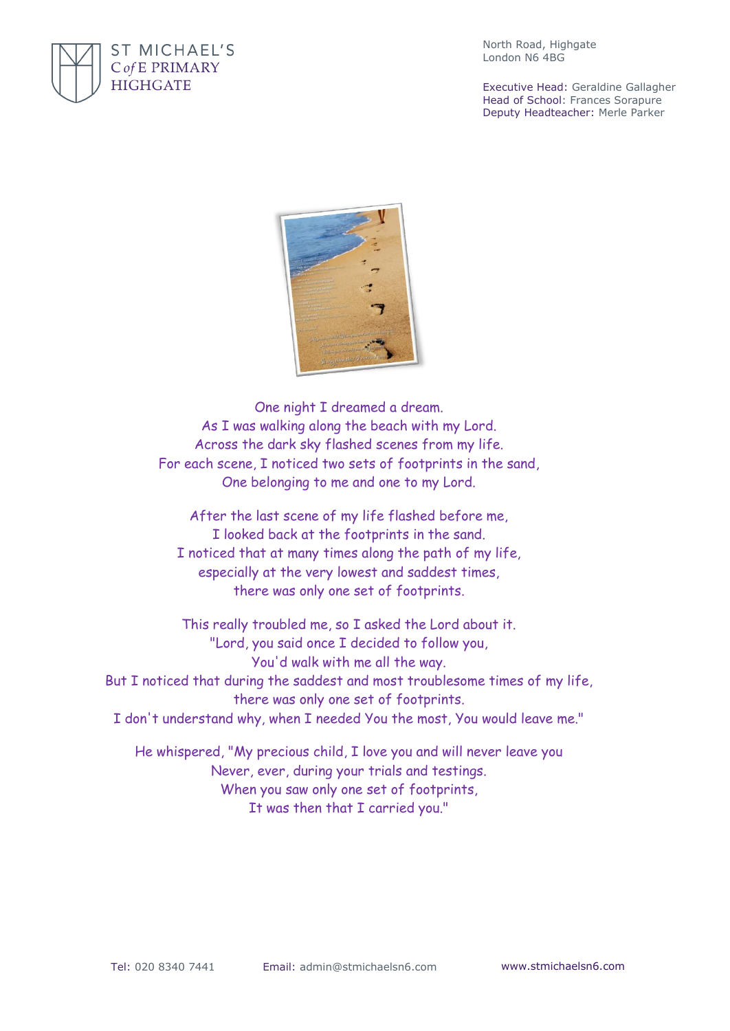ST MICHAEL'S
C of E PRIMARY
HIGHGATE

North Road, Highgate
London N6 4BG

Executive Head: Geraldine Gallagher
Head of School: Frances Sorapure
Deputy Headteacher: Merle Parker

One night I dreamed a dream.
As I was walking along the beach with my Lord.
Across the dark sky flashed scenes from my life.
For each scene, I noticed two sets of footprints in the sand,
One belonging to me and one to my Lord.

After the last scene of my life flashed before me,
I looked back at the footprints in the sand.
I noticed that at many times along the path of my life,
especially at the very lowest and saddest times,
there was only one set of footprints.

This really troubled me, so I asked the Lord about it.
"Lord, you said once I decided to follow you,
You'd walk with me all the way.
But I noticed that during the saddest and most troublesome times of my life,
there was only one set of footprints.
I don't understand why, when I needed You the most, You would leave me."

He whispered, "My precious child, I love you and will never leave you
Never, ever, during your trials and testings.
When you saw only one set of footprints,
It was then that I carried you."

Tel: 020 8340 7441 Email: admin@stmichaelsn6.com www.stmichaelsn6.com